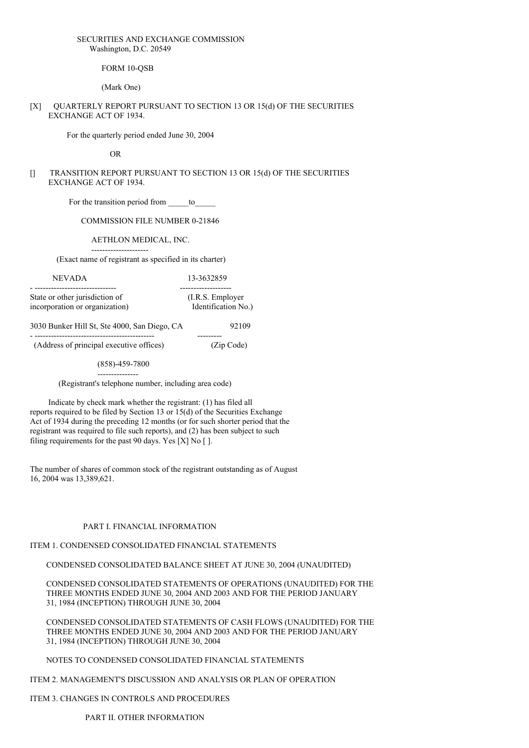SECURITIES AND EXCHANGE COMMISSION
Washington, D.C. 20549

FORM 10-QSB

(Mark One)

[X] QUARTERLY REPORT PURSUANT TO SECTION 13 OR 15(d) OF THE SECURITIES EXCHANGE ACT OF 1934.

For the quarterly period ended June 30, 2004

OR

[] TRANSITION REPORT PURSUANT TO SECTION 13 OR 15(d) OF THE SECURITIES EXCHANGE ACT OF 1934.

For the transition period from _____to_____

COMMISSION FILE NUMBER 0-21846

AETHLON MEDICAL, INC.

(Exact name of registrant as specified in its charter)

| | |
|---|---|
| NEVADA | 13-3632859 |
| State or other jurisdiction of incorporation or organization) | (I.R.S. Employer Identification No.) |
| 3030 Bunker Hill St, Ste 4000, San Diego, CA | 92109 |
| (Address of principal executive offices) | (Zip Code) |

(858)-459-7800

(Registrant's telephone number, including area code)

Indicate by check mark whether the registrant: (1) has filed all reports required to be filed by Section 13 or 15(d) of the Securities Exchange Act of 1934 during the preceding 12 months (or for such shorter period that the registrant was required to file such reports), and (2) has been subject to such filing requirements for the past 90 days. Yes [X] No [ ].

The number of shares of common stock of the registrant outstanding as of August 16, 2004 was 13,389,621.

## PART I. FINANCIAL INFORMATION

ITEM 1. CONDENSED CONSOLIDATED FINANCIAL STATEMENTS

CONDENSED CONSOLIDATED BALANCE SHEET AT JUNE 30, 2004 (UNAUDITED)

CONDENSED CONSOLIDATED STATEMENTS OF OPERATIONS (UNAUDITED) FOR THE THREE MONTHS ENDED JUNE 30, 2004 AND 2003 AND FOR THE PERIOD JANUARY 31, 1984 (INCEPTION) THROUGH JUNE 30, 2004

CONDENSED CONSOLIDATED STATEMENTS OF CASH FLOWS (UNAUDITED) FOR THE THREE MONTHS ENDED JUNE 30, 2004 AND 2003 AND FOR THE PERIOD JANUARY 31, 1984 (INCEPTION) THROUGH JUNE 30, 2004

NOTES TO CONDENSED CONSOLIDATED FINANCIAL STATEMENTS

ITEM 2. MANAGEMENT'S DISCUSSION AND ANALYSIS OR PLAN OF OPERATION

ITEM 3. CHANGES IN CONTROLS AND PROCEDURES

## PART II. OTHER INFORMATION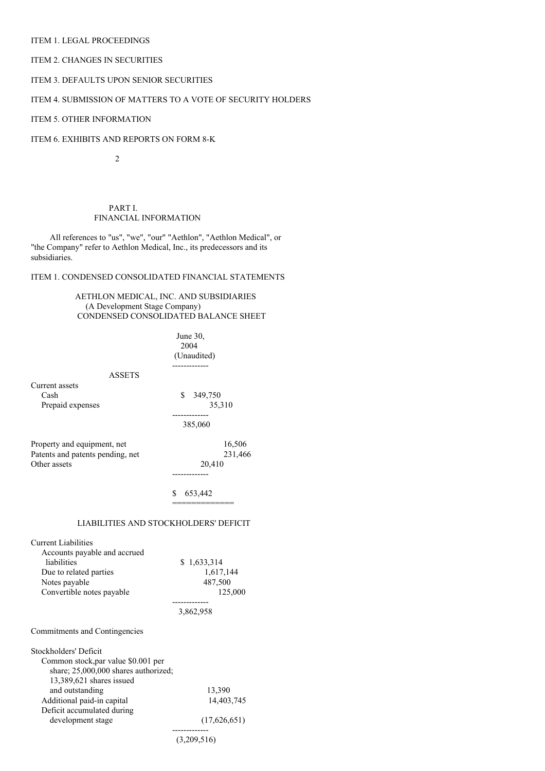ITEM 1. LEGAL PROCEEDINGS

ITEM 2. CHANGES IN SECURITIES

ITEM 3. DEFAULTS UPON SENIOR SECURITIES

ITEM 4. SUBMISSION OF MATTERS TO A VOTE OF SECURITY HOLDERS

ITEM 5. OTHER INFORMATION

ITEM 6. EXHIBITS AND REPORTS ON FORM 8-K

# PART I. FINANCIAL INFORMATION

All references to "us", "we", "our" "Aethlon", "Aethlon Medical", or "the Company" refer to Aethlon Medical, Inc., its predecessors and its subsidiaries.

## ITEM 1. CONDENSED CONSOLIDATED FINANCIAL STATEMENTS

### AETHLON MEDICAL, INC. AND SUBSIDIARIES
### (A Development Stage Company)
### CONDENSED CONSOLIDATED BALANCE SHEET

| | June 30, 2004 (Unaudited) |
|---|---|
| **ASSETS** | |
| Current assets | |
| Cash | $ 349,750 |
| Prepaid expenses | 35,310 |
| | 385,060 |
| Property and equipment, net | 16,506 |
| Patents and patents pending, net | 231,466 |
| Other assets | 20,410 |
| | $ 653,442 |
| **LIABILITIES AND STOCKHOLDERS' DEFICIT** | |
| Current Liabilities | |
| Accounts payable and accrued liabilities | $ 1,633,314 |
| Due to related parties | 1,617,144 |
| Notes payable | 487,500 |
| Convertible notes payable | 125,000 |
| | 3,862,958 |
| Commitments and Contingencies | |
| Stockholders' Deficit | |
| Common stock,par value $0.001 per share; 25,000,000 shares authorized; 13,389,621 shares issued and outstanding | 13,390 |
| Additional paid-in capital | 14,403,745 |
| Deficit accumulated during development stage | (17,626,651) |
| | (3,209,516) |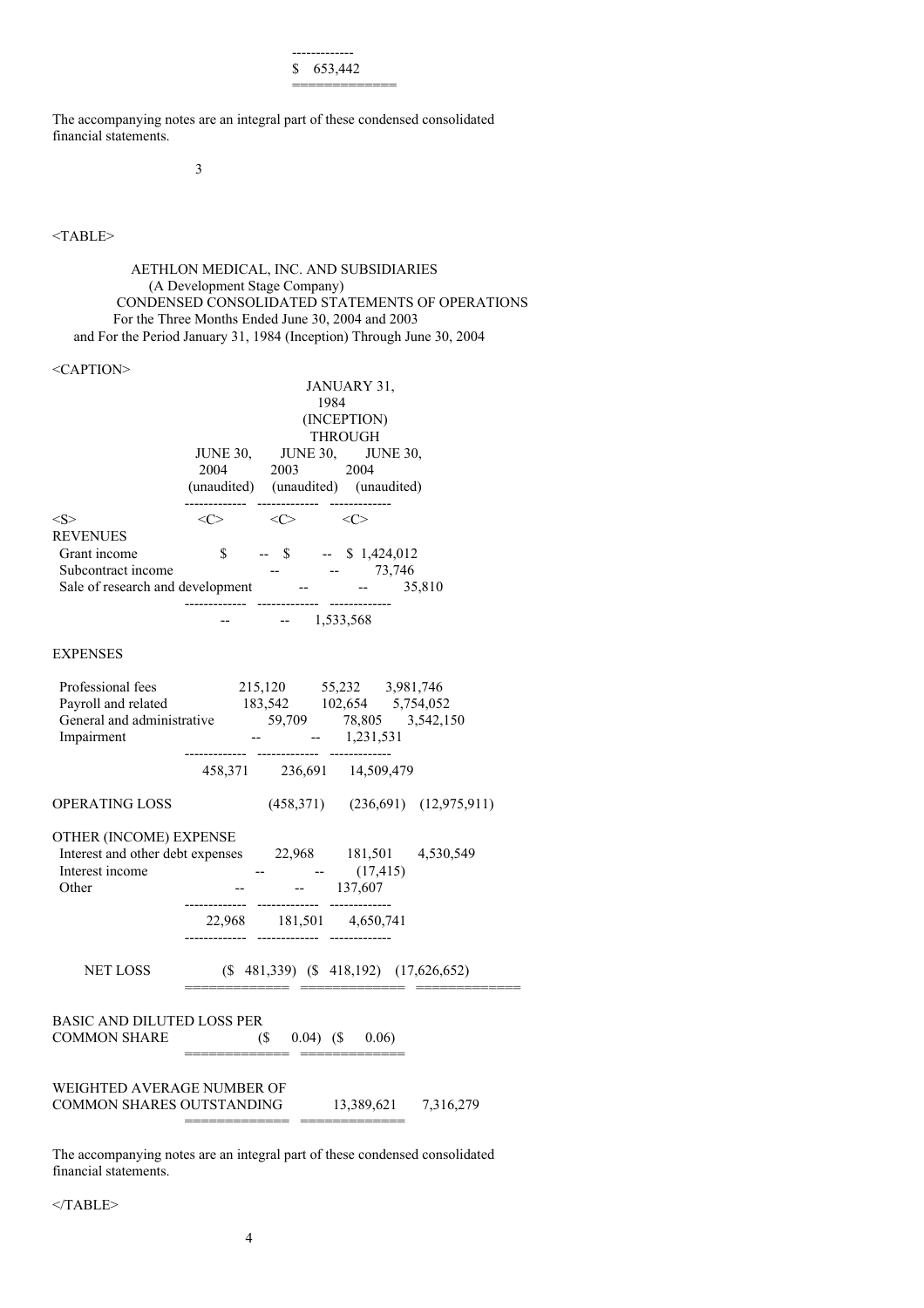$ 653,442

The accompanying notes are an integral part of these condensed consolidated financial statements.

AETHLON MEDICAL, INC. AND SUBSIDIARIES
(A Development Stage Company)
CONDENSED CONSOLIDATED STATEMENTS OF OPERATIONS
For the Three Months Ended June 30, 2004 and 2003
and For the Period January 31, 1984 (Inception) Through June 30, 2004

| | JUNE 30, 2004 (unaudited) | JUNE 30, 2003 (unaudited) | JANUARY 31, 1984 (INCEPTION) THROUGH JUNE 30, 2004 (unaudited) |
|---|---|---|---|
| REVENUES | | | |
| Grant income | $ -- | $ -- | $ 1,424,012 |
| Subcontract income | -- | -- | 73,746 |
| Sale of research and development | -- | -- | 35,810 |
| | -- | -- | 1,533,568 |
| EXPENSES | | | |
| Professional fees | 215,120 | 55,232 | 3,981,746 |
| Payroll and related | 183,542 | 102,654 | 5,754,052 |
| General and administrative | 59,709 | 78,805 | 3,542,150 |
| Impairment | -- | -- | 1,231,531 |
| | 458,371 | 236,691 | 14,509,479 |
| OPERATING LOSS | (458,371) | (236,691) | (12,975,911) |
| OTHER (INCOME) EXPENSE | | | |
| Interest and other debt expenses | 22,968 | 181,501 | 4,530,549 |
| Interest income | -- | -- | (17,415) |
| Other | -- | -- | 137,607 |
| | 22,968 | 181,501 | 4,650,741 |
| NET LOSS | ($ 481,339) | ($ 418,192) | (17,626,652) |
| BASIC AND DILUTED LOSS PER COMMON SHARE | ($ 0.04) | ($ 0.06) | |
| WEIGHTED AVERAGE NUMBER OF COMMON SHARES OUTSTANDING | 13,389,621 | 7,316,279 | |

The accompanying notes are an integral part of these condensed consolidated financial statements.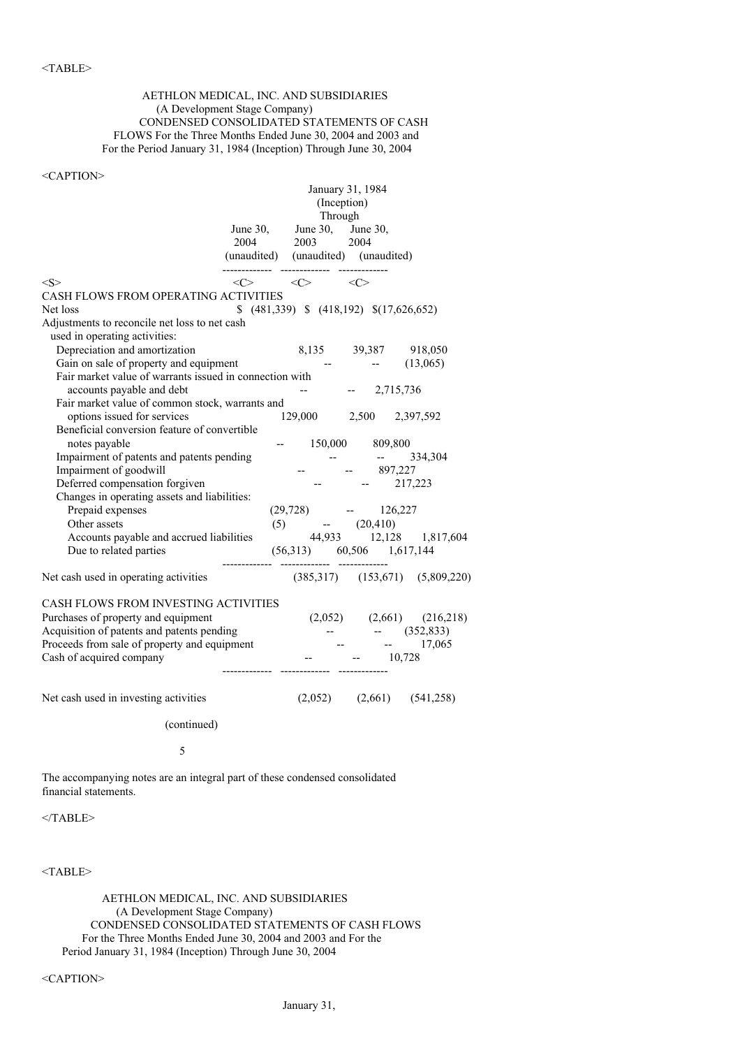AETHLON MEDICAL, INC. AND SUBSIDIARIES
(A Development Stage Company)
CONDENSED CONSOLIDATED STATEMENTS OF CASH FLOWS For the Three Months Ended June 30, 2004 and 2003 and For the Period January 31, 1984 (Inception) Through June 30, 2004

| | June 30, 2004 (unaudited) | June 30, 2003 (unaudited) | January 31, 1984 (Inception) Through June 30, 2004 (unaudited) |
|---|---|---|---|
| CASH FLOWS FROM OPERATING ACTIVITIES | | | |
| Net loss | $ (481,339) | $ (418,192) | $(17,626,652) |
| Adjustments to reconcile net loss to net cash used in operating activities: | | | |
| Depreciation and amortization | 8,135 | 39,387 | 918,050 |
| Gain on sale of property and equipment | -- | -- | (13,065) |
| Fair market value of warrants issued in connection with accounts payable and debt | -- | -- | 2,715,736 |
| Fair market value of common stock, warrants and options issued for services | 129,000 | 2,500 | 2,397,592 |
| Beneficial conversion feature of convertible notes payable | -- | 150,000 | 809,800 |
| Impairment of patents and patents pending | -- | -- | 334,304 |
| Impairment of goodwill | -- | -- | 897,227 |
| Deferred compensation forgiven | -- | -- | 217,223 |
| Changes in operating assets and liabilities: | | | |
| Prepaid expenses | (29,728) | -- | 126,227 |
| Other assets | (5) | -- | (20,410) |
| Accounts payable and accrued liabilities | 44,933 | 12,128 | 1,817,604 |
| Due to related parties | (56,313) | 60,506 | 1,617,144 |
| Net cash used in operating activities | (385,317) | (153,671) | (5,809,220) |
| CASH FLOWS FROM INVESTING ACTIVITIES | | | |
| Purchases of property and equipment | (2,052) | (2,661) | (216,218) |
| Acquisition of patents and patents pending | -- | -- | (352,833) |
| Proceeds from sale of property and equipment | -- | -- | 17,065 |
| Cash of acquired company | -- | -- | 10,728 |
| Net cash used in investing activities | (2,052) | (2,661) | (541,258) |

(continued)

The accompanying notes are an integral part of these condensed consolidated financial statements.

AETHLON MEDICAL, INC. AND SUBSIDIARIES
(A Development Stage Company)
CONDENSED CONSOLIDATED STATEMENTS OF CASH FLOWS
For the Three Months Ended June 30, 2004 and 2003 and For the Period January 31, 1984 (Inception) Through June 30, 2004

January 31,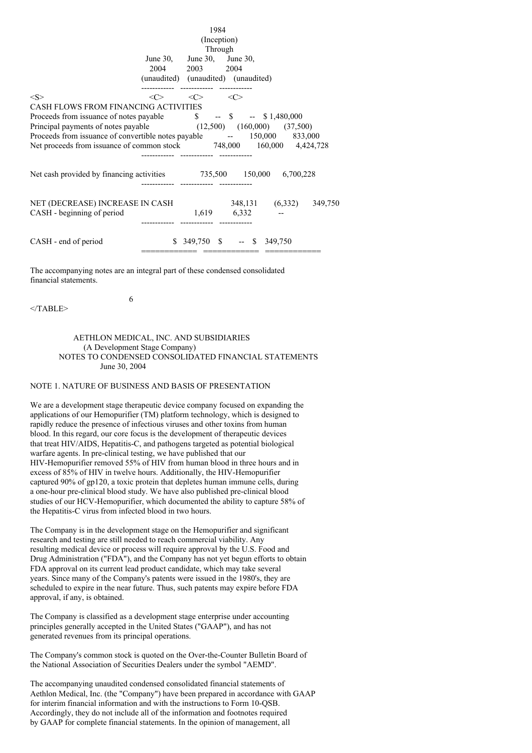| | June 30, 2004 (unaudited) | June 30, 2003 (unaudited) | 1984 (Inception) Through June 30, 2004 (unaudited) |
|---|---|---|---|
| CASH FLOWS FROM FINANCING ACTIVITIES | | | |
| Proceeds from issuance of notes payable | $ -- | $ -- | $ 1,480,000 |
| Principal payments of notes payable | (12,500) | (160,000) | (37,500) |
| Proceeds from issuance of convertible notes payable | -- | 150,000 | 833,000 |
| Net proceeds from issuance of common stock | 748,000 | 160,000 | 4,424,728 |
| Net cash provided by financing activities | 735,500 | 150,000 | 6,700,228 |
| NET (DECREASE) INCREASE IN CASH | 348,131 | (6,332) | 349,750 |
| CASH - beginning of period | 1,619 | 6,332 | -- |
| CASH - end of period | $ 349,750 | $ -- | $ 349,750 |

The accompanying notes are an integral part of these condensed consolidated financial statements.

AETHLON MEDICAL, INC. AND SUBSIDIARIES
(A Development Stage Company)
NOTES TO CONDENSED CONSOLIDATED FINANCIAL STATEMENTS
June 30, 2004

## NOTE 1. NATURE OF BUSINESS AND BASIS OF PRESENTATION

We are a development stage therapeutic device company focused on expanding the applications of our Hemopurifier (TM) platform technology, which is designed to rapidly reduce the presence of infectious viruses and other toxins from human blood. In this regard, our core focus is the development of therapeutic devices that treat HIV/AIDS, Hepatitis-C, and pathogens targeted as potential biological warfare agents. In pre-clinical testing, we have published that our HIV-Hemopurifier removed 55% of HIV from human blood in three hours and in excess of 85% of HIV in twelve hours. Additionally, the HIV-Hemopurifier captured 90% of gp120, a toxic protein that depletes human immune cells, during a one-hour pre-clinical blood study. We have also published pre-clinical blood studies of our HCV-Hemopurifier, which documented the ability to capture 58% of the Hepatitis-C virus from infected blood in two hours.

The Company is in the development stage on the Hemopurifier and significant research and testing are still needed to reach commercial viability. Any resulting medical device or process will require approval by the U.S. Food and Drug Administration ("FDA"), and the Company has not yet begun efforts to obtain FDA approval on its current lead product candidate, which may take several years. Since many of the Company's patents were issued in the 1980's, they are scheduled to expire in the near future. Thus, such patents may expire before FDA approval, if any, is obtained.

The Company is classified as a development stage enterprise under accounting principles generally accepted in the United States ("GAAP"), and has not generated revenues from its principal operations.

The Company's common stock is quoted on the Over-the-Counter Bulletin Board of the National Association of Securities Dealers under the symbol "AEMD".

The accompanying unaudited condensed consolidated financial statements of Aethlon Medical, Inc. (the "Company") have been prepared in accordance with GAAP for interim financial information and with the instructions to Form 10-QSB. Accordingly, they do not include all of the information and footnotes required by GAAP for complete financial statements. In the opinion of management, all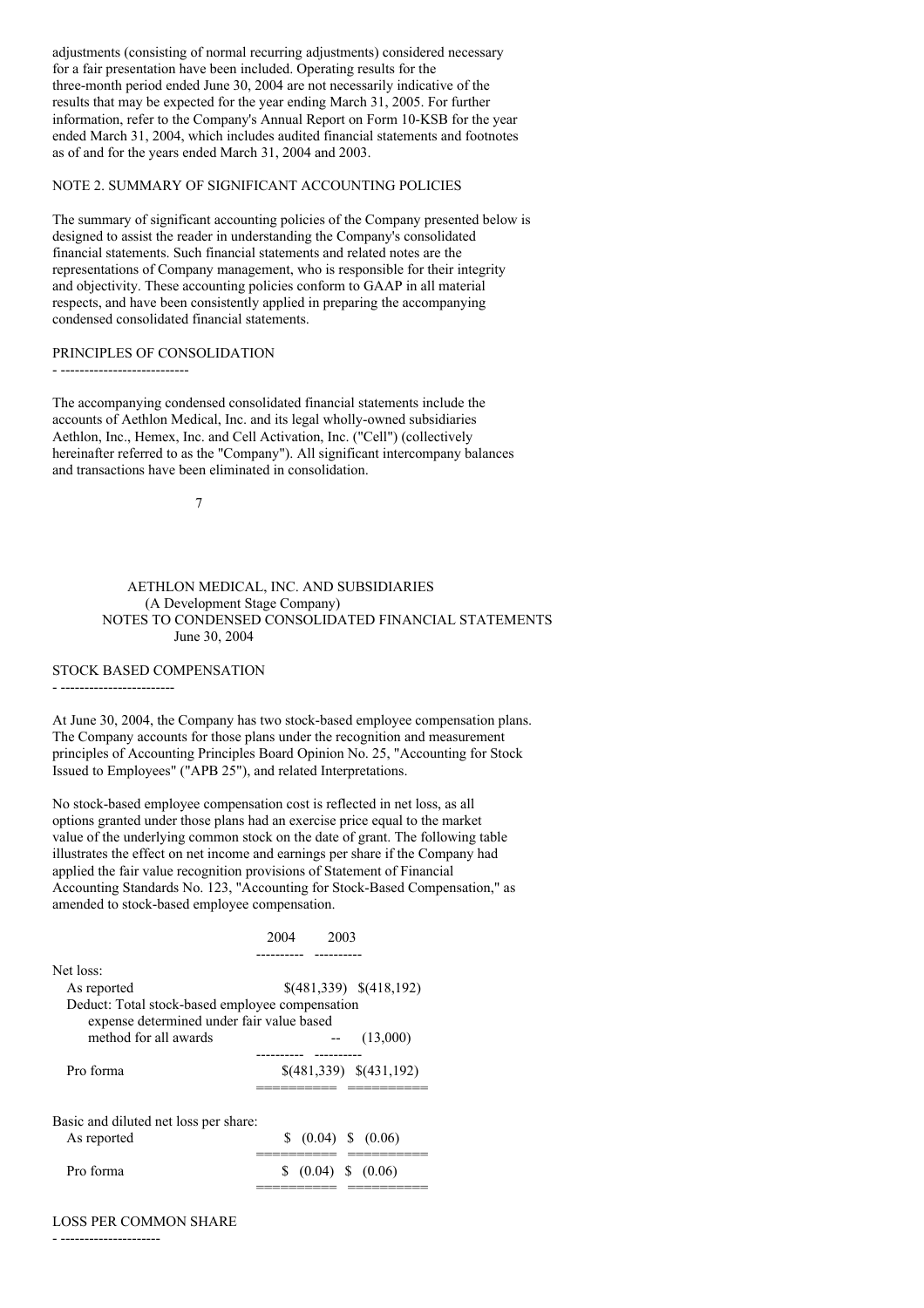adjustments (consisting of normal recurring adjustments) considered necessary for a fair presentation have been included. Operating results for the three-month period ended June 30, 2004 are not necessarily indicative of the results that may be expected for the year ending March 31, 2005. For further information, refer to the Company's Annual Report on Form 10-KSB for the year ended March 31, 2004, which includes audited financial statements and footnotes as of and for the years ended March 31, 2004 and 2003.

NOTE 2. SUMMARY OF SIGNIFICANT ACCOUNTING POLICIES

The summary of significant accounting policies of the Company presented below is designed to assist the reader in understanding the Company's consolidated financial statements. Such financial statements and related notes are the representations of Company management, who is responsible for their integrity and objectivity. These accounting policies conform to GAAP in all material respects, and have been consistently applied in preparing the accompanying condensed consolidated financial statements.

PRINCIPLES OF CONSOLIDATION

The accompanying condensed consolidated financial statements include the accounts of Aethlon Medical, Inc. and its legal wholly-owned subsidiaries Aethlon, Inc., Hemex, Inc. and Cell Activation, Inc. ("Cell") (collectively hereinafter referred to as the "Company"). All significant intercompany balances and transactions have been eliminated in consolidation.

AETHLON MEDICAL, INC. AND SUBSIDIARIES
(A Development Stage Company)
NOTES TO CONDENSED CONSOLIDATED FINANCIAL STATEMENTS
June 30, 2004

STOCK BASED COMPENSATION

At June 30, 2004, the Company has two stock-based employee compensation plans. The Company accounts for those plans under the recognition and measurement principles of Accounting Principles Board Opinion No. 25, "Accounting for Stock Issued to Employees" ("APB 25"), and related Interpretations.

No stock-based employee compensation cost is reflected in net loss, as all options granted under those plans had an exercise price equal to the market value of the underlying common stock on the date of grant. The following table illustrates the effect on net income and earnings per share if the Company had applied the fair value recognition provisions of Statement of Financial Accounting Standards No. 123, "Accounting for Stock-Based Compensation," as amended to stock-based employee compensation.

| | 2004 | 2003 |
|---|---|---|
| Net loss: | | |
| As reported | $(481,339) | $(418,192) |
| Deduct: Total stock-based employee compensation expense determined under fair value based method for all awards | -- | (13,000) |
| Pro forma | $(481,339) | $(431,192) |
| Basic and diluted net loss per share: | | |
| As reported | $ (0.04) | $ (0.06) |
| Pro forma | $ (0.04) | $ (0.06) |

LOSS PER COMMON SHARE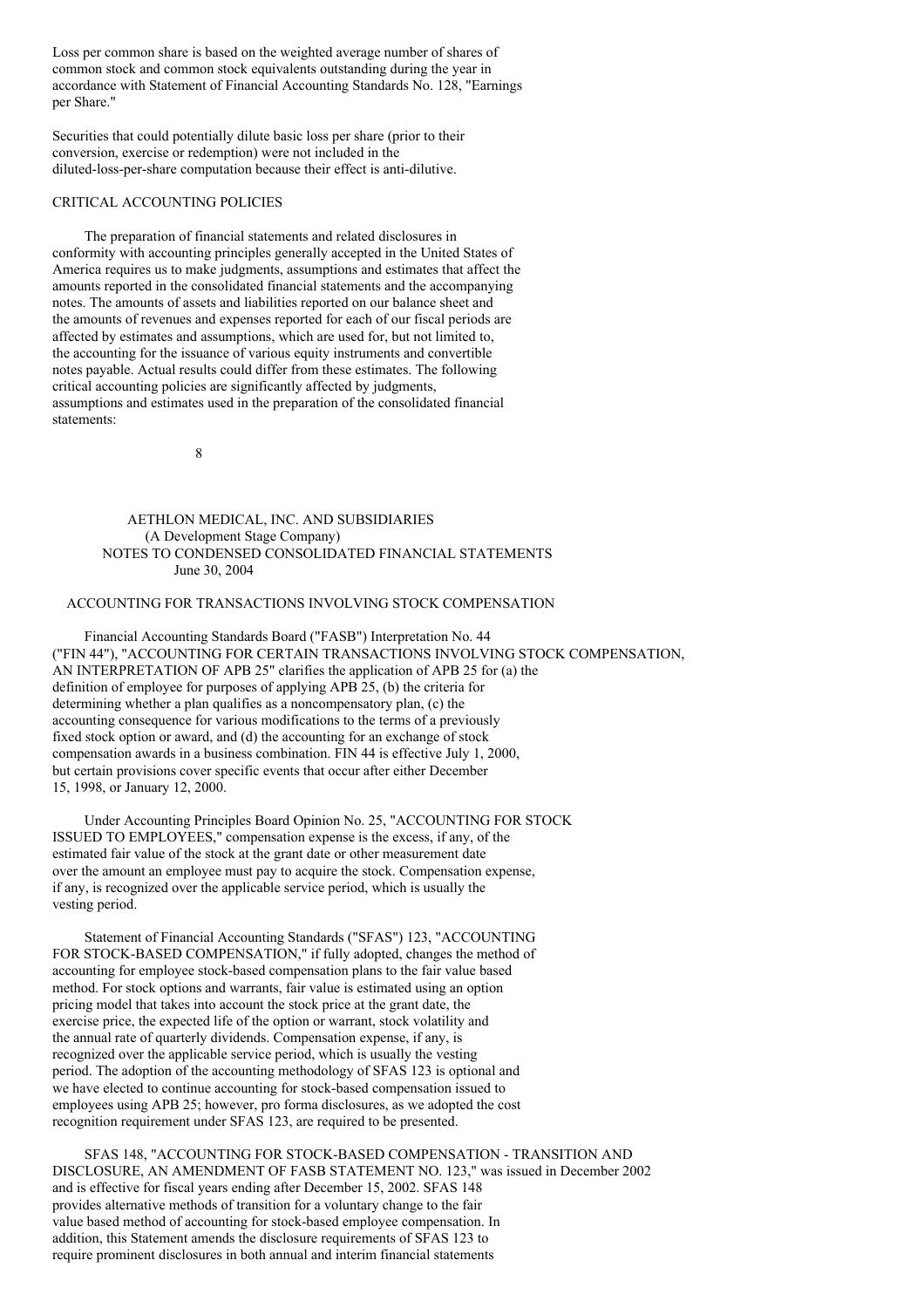Loss per common share is based on the weighted average number of shares of common stock and common stock equivalents outstanding during the year in accordance with Statement of Financial Accounting Standards No. 128, "Earnings per Share."

Securities that could potentially dilute basic loss per share (prior to their conversion, exercise or redemption) were not included in the diluted-loss-per-share computation because their effect is anti-dilutive.

## CRITICAL ACCOUNTING POLICIES

The preparation of financial statements and related disclosures in conformity with accounting principles generally accepted in the United States of America requires us to make judgments, assumptions and estimates that affect the amounts reported in the consolidated financial statements and the accompanying notes. The amounts of assets and liabilities reported on our balance sheet and the amounts of revenues and expenses reported for each of our fiscal periods are affected by estimates and assumptions, which are used for, but not limited to, the accounting for the issuance of various equity instruments and convertible notes payable. Actual results could differ from these estimates. The following critical accounting policies are significantly affected by judgments, assumptions and estimates used in the preparation of the consolidated financial statements:

AETHLON MEDICAL, INC. AND SUBSIDIARIES
(A Development Stage Company)
NOTES TO CONDENSED CONSOLIDATED FINANCIAL STATEMENTS
June 30, 2004

### ACCOUNTING FOR TRANSACTIONS INVOLVING STOCK COMPENSATION

Financial Accounting Standards Board ("FASB") Interpretation No. 44 ("FIN 44"), "ACCOUNTING FOR CERTAIN TRANSACTIONS INVOLVING STOCK COMPENSATION, AN INTERPRETATION OF APB 25" clarifies the application of APB 25 for (a) the definition of employee for purposes of applying APB 25, (b) the criteria for determining whether a plan qualifies as a noncompensatory plan, (c) the accounting consequence for various modifications to the terms of a previously fixed stock option or award, and (d) the accounting for an exchange of stock compensation awards in a business combination. FIN 44 is effective July 1, 2000, but certain provisions cover specific events that occur after either December 15, 1998, or January 12, 2000.

Under Accounting Principles Board Opinion No. 25, "ACCOUNTING FOR STOCK ISSUED TO EMPLOYEES," compensation expense is the excess, if any, of the estimated fair value of the stock at the grant date or other measurement date over the amount an employee must pay to acquire the stock. Compensation expense, if any, is recognized over the applicable service period, which is usually the vesting period.

Statement of Financial Accounting Standards ("SFAS") 123, "ACCOUNTING FOR STOCK-BASED COMPENSATION," if fully adopted, changes the method of accounting for employee stock-based compensation plans to the fair value based method. For stock options and warrants, fair value is estimated using an option pricing model that takes into account the stock price at the grant date, the exercise price, the expected life of the option or warrant, stock volatility and the annual rate of quarterly dividends. Compensation expense, if any, is recognized over the applicable service period, which is usually the vesting period. The adoption of the accounting methodology of SFAS 123 is optional and we have elected to continue accounting for stock-based compensation issued to employees using APB 25; however, pro forma disclosures, as we adopted the cost recognition requirement under SFAS 123, are required to be presented.

SFAS 148, "ACCOUNTING FOR STOCK-BASED COMPENSATION - TRANSITION AND DISCLOSURE, AN AMENDMENT OF FASB STATEMENT NO. 123," was issued in December 2002 and is effective for fiscal years ending after December 15, 2002. SFAS 148 provides alternative methods of transition for a voluntary change to the fair value based method of accounting for stock-based employee compensation. In addition, this Statement amends the disclosure requirements of SFAS 123 to require prominent disclosures in both annual and interim financial statements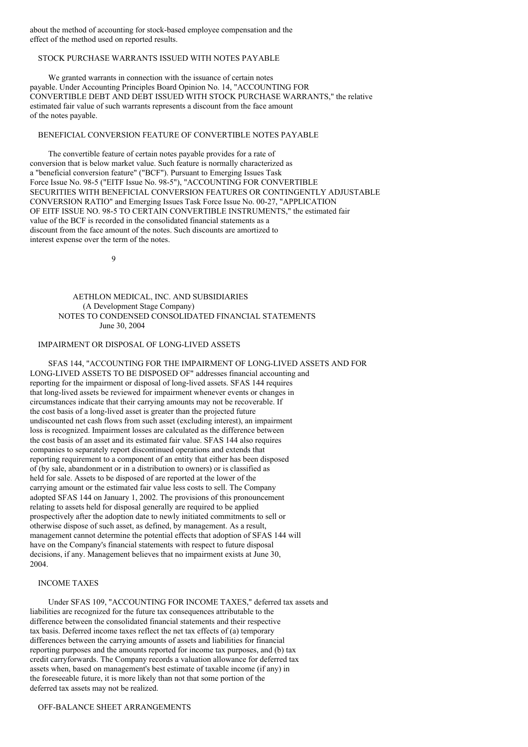about the method of accounting for stock-based employee compensation and the effect of the method used on reported results.

### STOCK PURCHASE WARRANTS ISSUED WITH NOTES PAYABLE

We granted warrants in connection with the issuance of certain notes payable. Under Accounting Principles Board Opinion No. 14, "ACCOUNTING FOR CONVERTIBLE DEBT AND DEBT ISSUED WITH STOCK PURCHASE WARRANTS," the relative estimated fair value of such warrants represents a discount from the face amount of the notes payable.

### BENEFICIAL CONVERSION FEATURE OF CONVERTIBLE NOTES PAYABLE

The convertible feature of certain notes payable provides for a rate of conversion that is below market value. Such feature is normally characterized as a "beneficial conversion feature" ("BCF"). Pursuant to Emerging Issues Task Force Issue No. 98-5 ("EITF Issue No. 98-5"), "ACCOUNTING FOR CONVERTIBLE SECURITIES WITH BENEFICIAL CONVERSION FEATURES OR CONTINGENTLY ADJUSTABLE CONVERSION RATIO" and Emerging Issues Task Force Issue No. 00-27, "APPLICATION OF EITF ISSUE NO. 98-5 TO CERTAIN CONVERTIBLE INSTRUMENTS," the estimated fair value of the BCF is recorded in the consolidated financial statements as a discount from the face amount of the notes. Such discounts are amortized to interest expense over the term of the notes.

AETHLON MEDICAL, INC. AND SUBSIDIARIES
(A Development Stage Company)
NOTES TO CONDENSED CONSOLIDATED FINANCIAL STATEMENTS
June 30, 2004

### IMPAIRMENT OR DISPOSAL OF LONG-LIVED ASSETS

SFAS 144, "ACCOUNTING FOR THE IMPAIRMENT OF LONG-LIVED ASSETS AND FOR LONG-LIVED ASSETS TO BE DISPOSED OF" addresses financial accounting and reporting for the impairment or disposal of long-lived assets. SFAS 144 requires that long-lived assets be reviewed for impairment whenever events or changes in circumstances indicate that their carrying amounts may not be recoverable. If the cost basis of a long-lived asset is greater than the projected future undiscounted net cash flows from such asset (excluding interest), an impairment loss is recognized. Impairment losses are calculated as the difference between the cost basis of an asset and its estimated fair value. SFAS 144 also requires companies to separately report discontinued operations and extends that reporting requirement to a component of an entity that either has been disposed of (by sale, abandonment or in a distribution to owners) or is classified as held for sale. Assets to be disposed of are reported at the lower of the carrying amount or the estimated fair value less costs to sell. The Company adopted SFAS 144 on January 1, 2002. The provisions of this pronouncement relating to assets held for disposal generally are required to be applied prospectively after the adoption date to newly initiated commitments to sell or otherwise dispose of such asset, as defined, by management. As a result, management cannot determine the potential effects that adoption of SFAS 144 will have on the Company's financial statements with respect to future disposal decisions, if any. Management believes that no impairment exists at June 30, 2004.

### INCOME TAXES

Under SFAS 109, "ACCOUNTING FOR INCOME TAXES," deferred tax assets and liabilities are recognized for the future tax consequences attributable to the difference between the consolidated financial statements and their respective tax basis. Deferred income taxes reflect the net tax effects of (a) temporary differences between the carrying amounts of assets and liabilities for financial reporting purposes and the amounts reported for income tax purposes, and (b) tax credit carryforwards. The Company records a valuation allowance for deferred tax assets when, based on management's best estimate of taxable income (if any) in the foreseeable future, it is more likely than not that some portion of the deferred tax assets may not be realized.

### OFF-BALANCE SHEET ARRANGEMENTS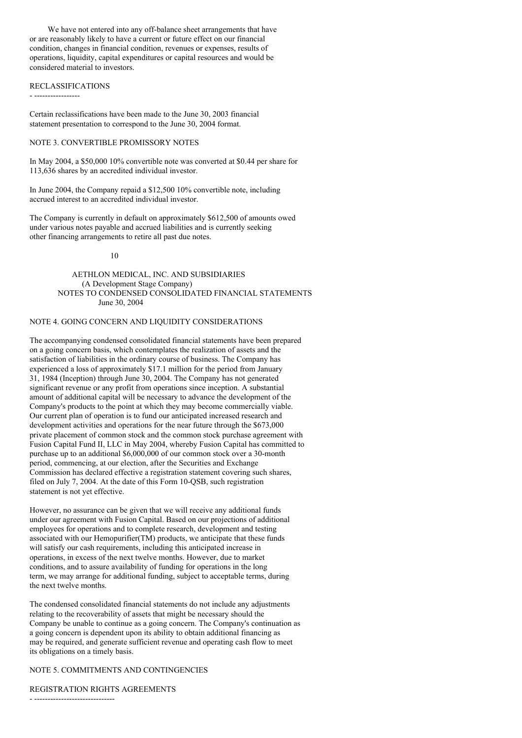We have not entered into any off-balance sheet arrangements that have or are reasonably likely to have a current or future effect on our financial condition, changes in financial condition, revenues or expenses, results of operations, liquidity, capital expenditures or capital resources and would be considered material to investors.

RECLASSIFICATIONS

Certain reclassifications have been made to the June 30, 2003 financial statement presentation to correspond to the June 30, 2004 format.

NOTE 3. CONVERTIBLE PROMISSORY NOTES

In May 2004, a $50,000 10% convertible note was converted at $0.44 per share for 113,636 shares by an accredited individual investor.

In June 2004, the Company repaid a $12,500 10% convertible note, including accrued interest to an accredited individual investor.

The Company is currently in default on approximately $612,500 of amounts owed under various notes payable and accrued liabilities and is currently seeking other financing arrangements to retire all past due notes.

AETHLON MEDICAL, INC. AND SUBSIDIARIES
(A Development Stage Company)
NOTES TO CONDENSED CONSOLIDATED FINANCIAL STATEMENTS
June 30, 2004

NOTE 4. GOING CONCERN AND LIQUIDITY CONSIDERATIONS

The accompanying condensed consolidated financial statements have been prepared on a going concern basis, which contemplates the realization of assets and the satisfaction of liabilities in the ordinary course of business. The Company has experienced a loss of approximately $17.1 million for the period from January 31, 1984 (Inception) through June 30, 2004. The Company has not generated significant revenue or any profit from operations since inception. A substantial amount of additional capital will be necessary to advance the development of the Company's products to the point at which they may become commercially viable. Our current plan of operation is to fund our anticipated increased research and development activities and operations for the near future through the $673,000 private placement of common stock and the common stock purchase agreement with Fusion Capital Fund II, LLC in May 2004, whereby Fusion Capital has committed to purchase up to an additional $6,000,000 of our common stock over a 30-month period, commencing, at our election, after the Securities and Exchange Commission has declared effective a registration statement covering such shares, filed on July 7, 2004. At the date of this Form 10-QSB, such registration statement is not yet effective.

However, no assurance can be given that we will receive any additional funds under our agreement with Fusion Capital. Based on our projections of additional employees for operations and to complete research, development and testing associated with our Hemopurifier(TM) products, we anticipate that these funds will satisfy our cash requirements, including this anticipated increase in operations, in excess of the next twelve months. However, due to market conditions, and to assure availability of funding for operations in the long term, we may arrange for additional funding, subject to acceptable terms, during the next twelve months.

The condensed consolidated financial statements do not include any adjustments relating to the recoverability of assets that might be necessary should the Company be unable to continue as a going concern. The Company's continuation as a going concern is dependent upon its ability to obtain additional financing as may be required, and generate sufficient revenue and operating cash flow to meet its obligations on a timely basis.

NOTE 5. COMMITMENTS AND CONTINGENCIES

REGISTRATION RIGHTS AGREEMENTS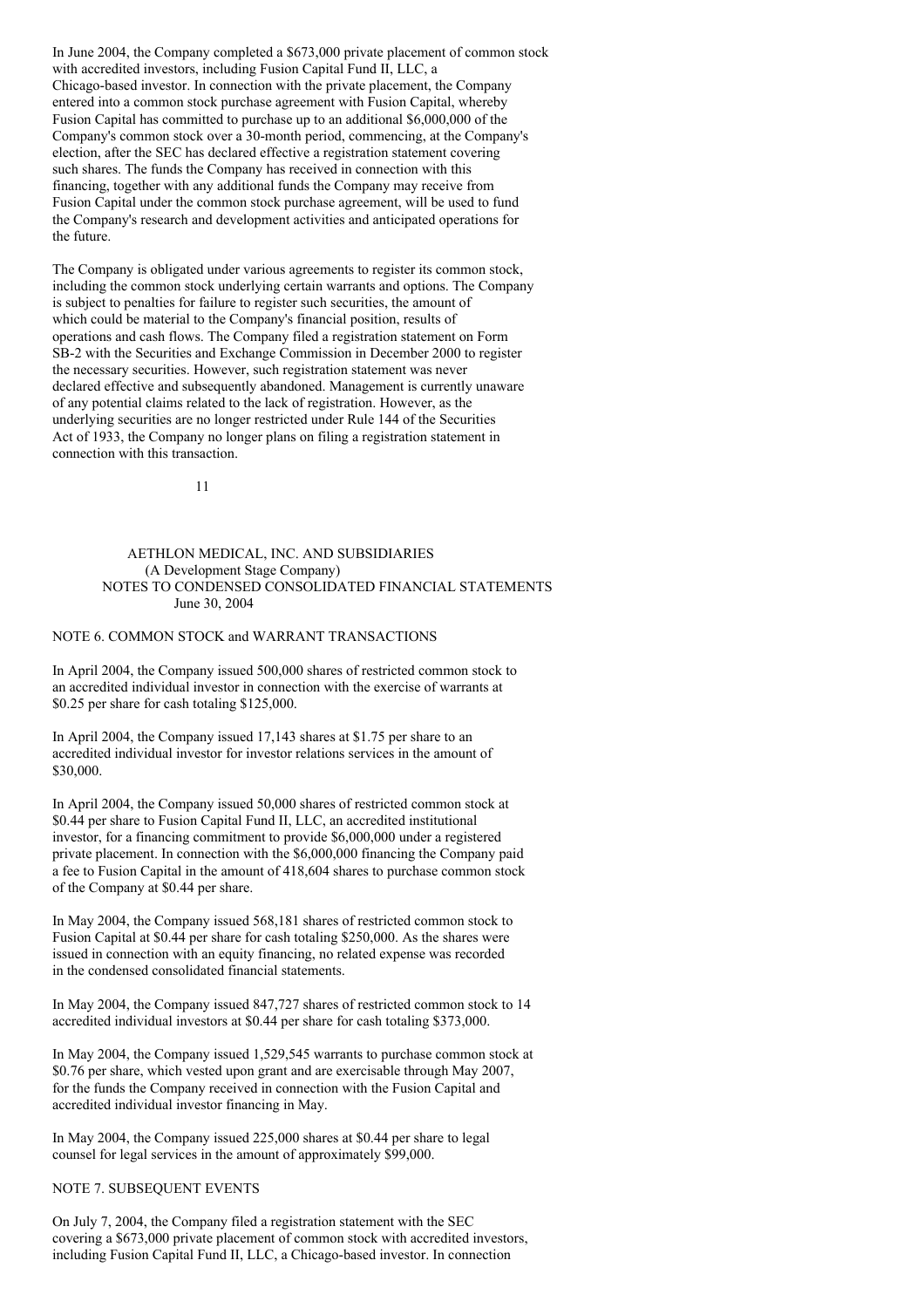In June 2004, the Company completed a $673,000 private placement of common stock with accredited investors, including Fusion Capital Fund II, LLC, a Chicago-based investor. In connection with the private placement, the Company entered into a common stock purchase agreement with Fusion Capital, whereby Fusion Capital has committed to purchase up to an additional $6,000,000 of the Company's common stock over a 30-month period, commencing, at the Company's election, after the SEC has declared effective a registration statement covering such shares. The funds the Company has received in connection with this financing, together with any additional funds the Company may receive from Fusion Capital under the common stock purchase agreement, will be used to fund the Company's research and development activities and anticipated operations for the future.

The Company is obligated under various agreements to register its common stock, including the common stock underlying certain warrants and options. The Company is subject to penalties for failure to register such securities, the amount of which could be material to the Company's financial position, results of operations and cash flows. The Company filed a registration statement on Form SB-2 with the Securities and Exchange Commission in December 2000 to register the necessary securities. However, such registration statement was never declared effective and subsequently abandoned. Management is currently unaware of any potential claims related to the lack of registration. However, as the underlying securities are no longer restricted under Rule 144 of the Securities Act of 1933, the Company no longer plans on filing a registration statement in connection with this transaction.

AETHLON MEDICAL, INC. AND SUBSIDIARIES
(A Development Stage Company)
NOTES TO CONDENSED CONSOLIDATED FINANCIAL STATEMENTS
June 30, 2004

## NOTE 6. COMMON STOCK and WARRANT TRANSACTIONS

In April 2004, the Company issued 500,000 shares of restricted common stock to an accredited individual investor in connection with the exercise of warrants at $0.25 per share for cash totaling $125,000.

In April 2004, the Company issued 17,143 shares at $1.75 per share to an accredited individual investor for investor relations services in the amount of $30,000.

In April 2004, the Company issued 50,000 shares of restricted common stock at $0.44 per share to Fusion Capital Fund II, LLC, an accredited institutional investor, for a financing commitment to provide $6,000,000 under a registered private placement. In connection with the $6,000,000 financing the Company paid a fee to Fusion Capital in the amount of 418,604 shares to purchase common stock of the Company at $0.44 per share.

In May 2004, the Company issued 568,181 shares of restricted common stock to Fusion Capital at $0.44 per share for cash totaling $250,000. As the shares were issued in connection with an equity financing, no related expense was recorded in the condensed consolidated financial statements.

In May 2004, the Company issued 847,727 shares of restricted common stock to 14 accredited individual investors at $0.44 per share for cash totaling $373,000.

In May 2004, the Company issued 1,529,545 warrants to purchase common stock at $0.76 per share, which vested upon grant and are exercisable through May 2007, for the funds the Company received in connection with the Fusion Capital and accredited individual investor financing in May.

In May 2004, the Company issued 225,000 shares at $0.44 per share to legal counsel for legal services in the amount of approximately $99,000.

## NOTE 7. SUBSEQUENT EVENTS

On July 7, 2004, the Company filed a registration statement with the SEC covering a $673,000 private placement of common stock with accredited investors, including Fusion Capital Fund II, LLC, a Chicago-based investor. In connection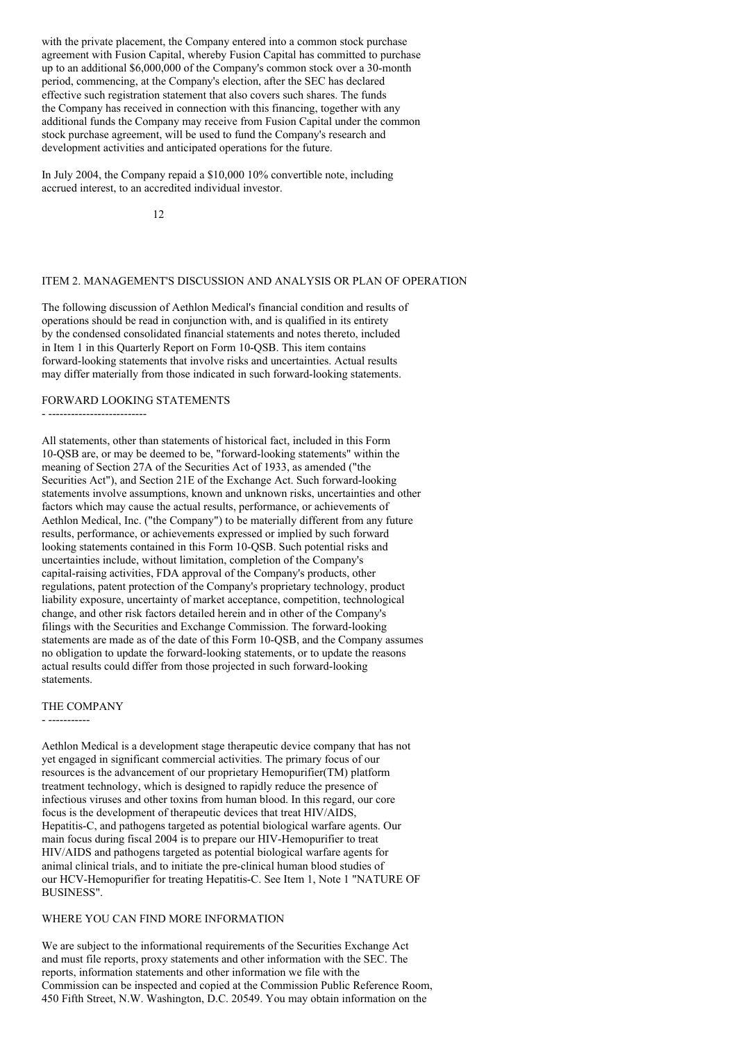with the private placement, the Company entered into a common stock purchase agreement with Fusion Capital, whereby Fusion Capital has committed to purchase up to an additional $6,000,000 of the Company's common stock over a 30-month period, commencing, at the Company's election, after the SEC has declared effective such registration statement that also covers such shares. The funds the Company has received in connection with this financing, together with any additional funds the Company may receive from Fusion Capital under the common stock purchase agreement, will be used to fund the Company's research and development activities and anticipated operations for the future.

In July 2004, the Company repaid a $10,000 10% convertible note, including accrued interest, to an accredited individual investor.

## ITEM 2. MANAGEMENT'S DISCUSSION AND ANALYSIS OR PLAN OF OPERATION

The following discussion of Aethlon Medical's financial condition and results of operations should be read in conjunction with, and is qualified in its entirety by the condensed consolidated financial statements and notes thereto, included in Item 1 in this Quarterly Report on Form 10-QSB. This item contains forward-looking statements that involve risks and uncertainties. Actual results may differ materially from those indicated in such forward-looking statements.

### FORWARD LOOKING STATEMENTS

All statements, other than statements of historical fact, included in this Form 10-QSB are, or may be deemed to be, "forward-looking statements" within the meaning of Section 27A of the Securities Act of 1933, as amended ("the Securities Act"), and Section 21E of the Exchange Act. Such forward-looking statements involve assumptions, known and unknown risks, uncertainties and other factors which may cause the actual results, performance, or achievements of Aethlon Medical, Inc. ("the Company") to be materially different from any future results, performance, or achievements expressed or implied by such forward looking statements contained in this Form 10-QSB. Such potential risks and uncertainties include, without limitation, completion of the Company's capital-raising activities, FDA approval of the Company's products, other regulations, patent protection of the Company's proprietary technology, product liability exposure, uncertainty of market acceptance, competition, technological change, and other risk factors detailed herein and in other of the Company's filings with the Securities and Exchange Commission. The forward-looking statements are made as of the date of this Form 10-QSB, and the Company assumes no obligation to update the forward-looking statements, or to update the reasons actual results could differ from those projected in such forward-looking statements.

### THE COMPANY

Aethlon Medical is a development stage therapeutic device company that has not yet engaged in significant commercial activities. The primary focus of our resources is the advancement of our proprietary Hemopurifier(TM) platform treatment technology, which is designed to rapidly reduce the presence of infectious viruses and other toxins from human blood. In this regard, our core focus is the development of therapeutic devices that treat HIV/AIDS, Hepatitis-C, and pathogens targeted as potential biological warfare agents. Our main focus during fiscal 2004 is to prepare our HIV-Hemopurifier to treat HIV/AIDS and pathogens targeted as potential biological warfare agents for animal clinical trials, and to initiate the pre-clinical human blood studies of our HCV-Hemopurifier for treating Hepatitis-C. See Item 1, Note 1 "NATURE OF BUSINESS".

### WHERE YOU CAN FIND MORE INFORMATION

We are subject to the informational requirements of the Securities Exchange Act and must file reports, proxy statements and other information with the SEC. The reports, information statements and other information we file with the Commission can be inspected and copied at the Commission Public Reference Room, 450 Fifth Street, N.W. Washington, D.C. 20549. You may obtain information on the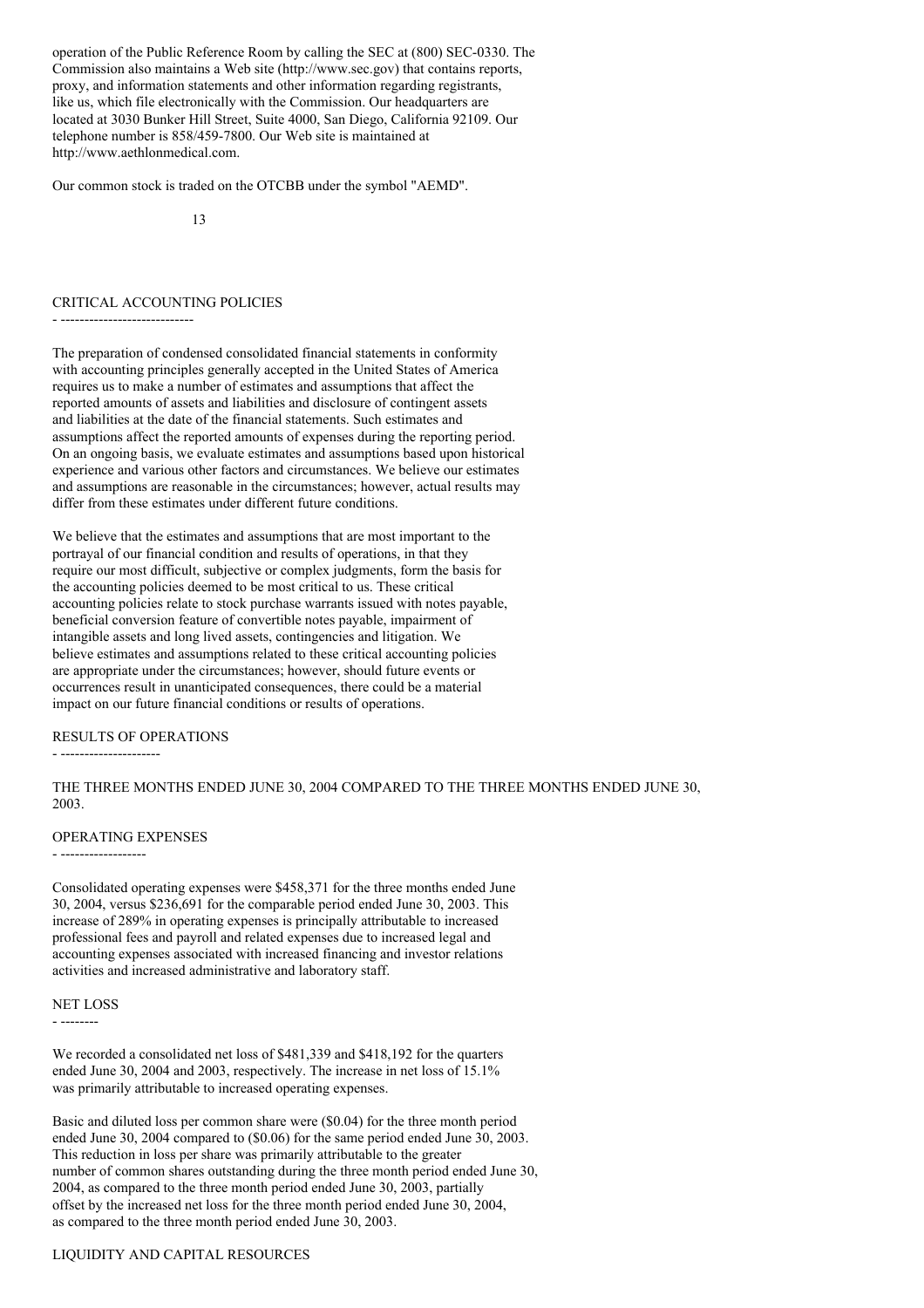operation of the Public Reference Room by calling the SEC at (800) SEC-0330. The Commission also maintains a Web site (http://www.sec.gov) that contains reports, proxy, and information statements and other information regarding registrants, like us, which file electronically with the Commission. Our headquarters are located at 3030 Bunker Hill Street, Suite 4000, San Diego, California 92109. Our telephone number is 858/459-7800. Our Web site is maintained at http://www.aethlonmedical.com.

Our common stock is traded on the OTCBB under the symbol "AEMD".

## CRITICAL ACCOUNTING POLICIES

The preparation of condensed consolidated financial statements in conformity with accounting principles generally accepted in the United States of America requires us to make a number of estimates and assumptions that affect the reported amounts of assets and liabilities and disclosure of contingent assets and liabilities at the date of the financial statements. Such estimates and assumptions affect the reported amounts of expenses during the reporting period. On an ongoing basis, we evaluate estimates and assumptions based upon historical experience and various other factors and circumstances. We believe our estimates and assumptions are reasonable in the circumstances; however, actual results may differ from these estimates under different future conditions.

We believe that the estimates and assumptions that are most important to the portrayal of our financial condition and results of operations, in that they require our most difficult, subjective or complex judgments, form the basis for the accounting policies deemed to be most critical to us. These critical accounting policies relate to stock purchase warrants issued with notes payable, beneficial conversion feature of convertible notes payable, impairment of intangible assets and long lived assets, contingencies and litigation. We believe estimates and assumptions related to these critical accounting policies are appropriate under the circumstances; however, should future events or occurrences result in unanticipated consequences, there could be a material impact on our future financial conditions or results of operations.

## RESULTS OF OPERATIONS

THE THREE MONTHS ENDED JUNE 30, 2004 COMPARED TO THE THREE MONTHS ENDED JUNE 30, 2003.

### OPERATING EXPENSES

Consolidated operating expenses were $458,371 for the three months ended June 30, 2004, versus $236,691 for the comparable period ended June 30, 2003. This increase of 289% in operating expenses is principally attributable to increased professional fees and payroll and related expenses due to increased legal and accounting expenses associated with increased financing and investor relations activities and increased administrative and laboratory staff.

### NET LOSS

We recorded a consolidated net loss of $481,339 and $418,192 for the quarters ended June 30, 2004 and 2003, respectively. The increase in net loss of 15.1% was primarily attributable to increased operating expenses.

Basic and diluted loss per common share were ($0.04) for the three month period ended June 30, 2004 compared to ($0.06) for the same period ended June 30, 2003. This reduction in loss per share was primarily attributable to the greater number of common shares outstanding during the three month period ended June 30, 2004, as compared to the three month period ended June 30, 2003, partially offset by the increased net loss for the three month period ended June 30, 2004, as compared to the three month period ended June 30, 2003.

## LIQUIDITY AND CAPITAL RESOURCES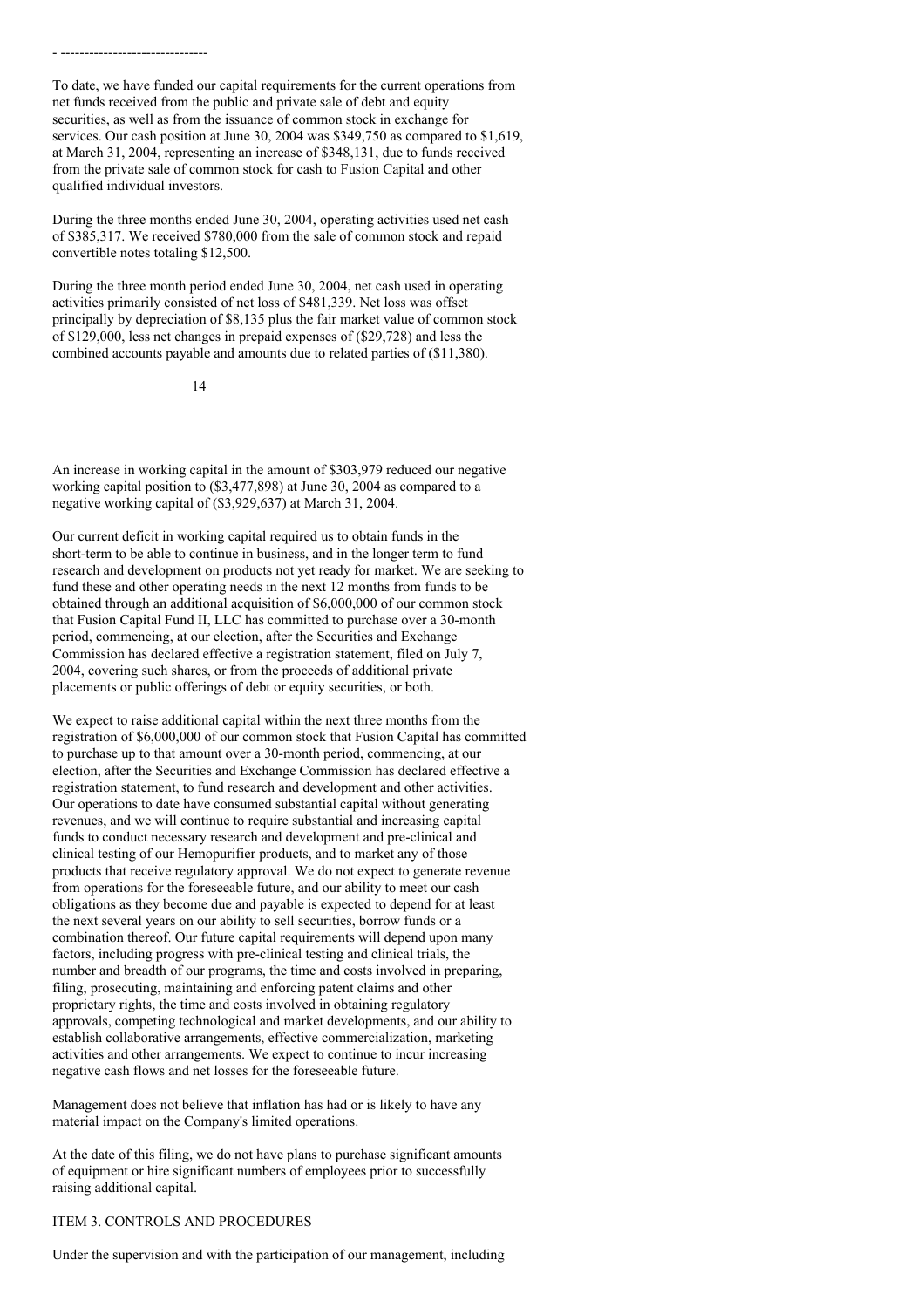- -------------------------------

To date, we have funded our capital requirements for the current operations from net funds received from the public and private sale of debt and equity securities, as well as from the issuance of common stock in exchange for services. Our cash position at June 30, 2004 was $349,750 as compared to $1,619, at March 31, 2004, representing an increase of $348,131, due to funds received from the private sale of common stock for cash to Fusion Capital and other qualified individual investors.

During the three months ended June 30, 2004, operating activities used net cash of $385,317. We received $780,000 from the sale of common stock and repaid convertible notes totaling $12,500.

During the three month period ended June 30, 2004, net cash used in operating activities primarily consisted of net loss of $481,339. Net loss was offset principally by depreciation of $8,135 plus the fair market value of common stock of $129,000, less net changes in prepaid expenses of ($29,728) and less the combined accounts payable and amounts due to related parties of ($11,380).

An increase in working capital in the amount of $303,979 reduced our negative working capital position to ($3,477,898) at June 30, 2004 as compared to a negative working capital of ($3,929,637) at March 31, 2004.

Our current deficit in working capital required us to obtain funds in the short-term to be able to continue in business, and in the longer term to fund research and development on products not yet ready for market. We are seeking to fund these and other operating needs in the next 12 months from funds to be obtained through an additional acquisition of $6,000,000 of our common stock that Fusion Capital Fund II, LLC has committed to purchase over a 30-month period, commencing, at our election, after the Securities and Exchange Commission has declared effective a registration statement, filed on July 7, 2004, covering such shares, or from the proceeds of additional private placements or public offerings of debt or equity securities, or both.

We expect to raise additional capital within the next three months from the registration of $6,000,000 of our common stock that Fusion Capital has committed to purchase up to that amount over a 30-month period, commencing, at our election, after the Securities and Exchange Commission has declared effective a registration statement, to fund research and development and other activities. Our operations to date have consumed substantial capital without generating revenues, and we will continue to require substantial and increasing capital funds to conduct necessary research and development and pre-clinical and clinical testing of our Hemopurifier products, and to market any of those products that receive regulatory approval. We do not expect to generate revenue from operations for the foreseeable future, and our ability to meet our cash obligations as they become due and payable is expected to depend for at least the next several years on our ability to sell securities, borrow funds or a combination thereof. Our future capital requirements will depend upon many factors, including progress with pre-clinical testing and clinical trials, the number and breadth of our programs, the time and costs involved in preparing, filing, prosecuting, maintaining and enforcing patent claims and other proprietary rights, the time and costs involved in obtaining regulatory approvals, competing technological and market developments, and our ability to establish collaborative arrangements, effective commercialization, marketing activities and other arrangements. We expect to continue to incur increasing negative cash flows and net losses for the foreseeable future.

Management does not believe that inflation has had or is likely to have any material impact on the Company's limited operations.

At the date of this filing, we do not have plans to purchase significant amounts of equipment or hire significant numbers of employees prior to successfully raising additional capital.

## ITEM 3. CONTROLS AND PROCEDURES

Under the supervision and with the participation of our management, including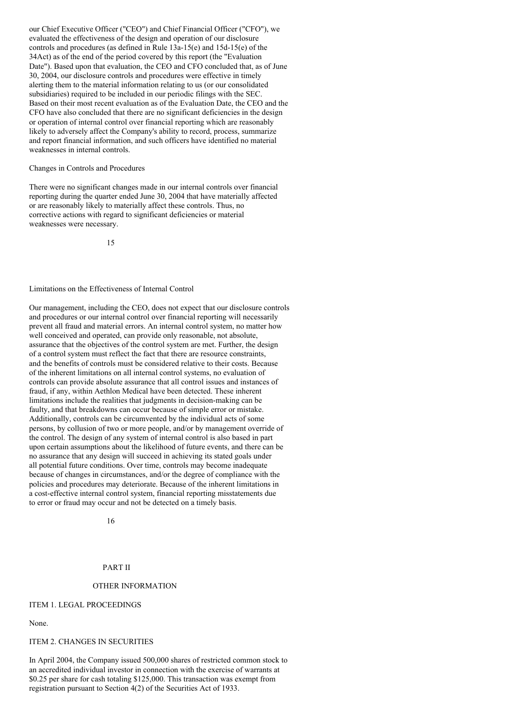our Chief Executive Officer ("CEO") and Chief Financial Officer ("CFO"), we evaluated the effectiveness of the design and operation of our disclosure controls and procedures (as defined in Rule 13a-15(e) and 15d-15(e) of the 34Act) as of the end of the period covered by this report (the "Evaluation Date"). Based upon that evaluation, the CEO and CFO concluded that, as of June 30, 2004, our disclosure controls and procedures were effective in timely alerting them to the material information relating to us (or our consolidated subsidiaries) required to be included in our periodic filings with the SEC. Based on their most recent evaluation as of the Evaluation Date, the CEO and the CFO have also concluded that there are no significant deficiencies in the design or operation of internal control over financial reporting which are reasonably likely to adversely affect the Company's ability to record, process, summarize and report financial information, and such officers have identified no material weaknesses in internal controls.

Changes in Controls and Procedures

There were no significant changes made in our internal controls over financial reporting during the quarter ended June 30, 2004 that have materially affected or are reasonably likely to materially affect these controls. Thus, no corrective actions with regard to significant deficiencies or material weaknesses were necessary.

Limitations on the Effectiveness of Internal Control

Our management, including the CEO, does not expect that our disclosure controls and procedures or our internal control over financial reporting will necessarily prevent all fraud and material errors. An internal control system, no matter how well conceived and operated, can provide only reasonable, not absolute, assurance that the objectives of the control system are met. Further, the design of a control system must reflect the fact that there are resource constraints, and the benefits of controls must be considered relative to their costs. Because of the inherent limitations on all internal control systems, no evaluation of controls can provide absolute assurance that all control issues and instances of fraud, if any, within Aethlon Medical have been detected. These inherent limitations include the realities that judgments in decision-making can be faulty, and that breakdowns can occur because of simple error or mistake. Additionally, controls can be circumvented by the individual acts of some persons, by collusion of two or more people, and/or by management override of the control. The design of any system of internal control is also based in part upon certain assumptions about the likelihood of future events, and there can be no assurance that any design will succeed in achieving its stated goals under all potential future conditions. Over time, controls may become inadequate because of changes in circumstances, and/or the degree of compliance with the policies and procedures may deteriorate. Because of the inherent limitations in a cost-effective internal control system, financial reporting misstatements due to error or fraud may occur and not be detected on a timely basis.

## PART II

## OTHER INFORMATION

### ITEM 1. LEGAL PROCEEDINGS

None.

### ITEM 2. CHANGES IN SECURITIES

In April 2004, the Company issued 500,000 shares of restricted common stock to an accredited individual investor in connection with the exercise of warrants at $0.25 per share for cash totaling $125,000. This transaction was exempt from registration pursuant to Section 4(2) of the Securities Act of 1933.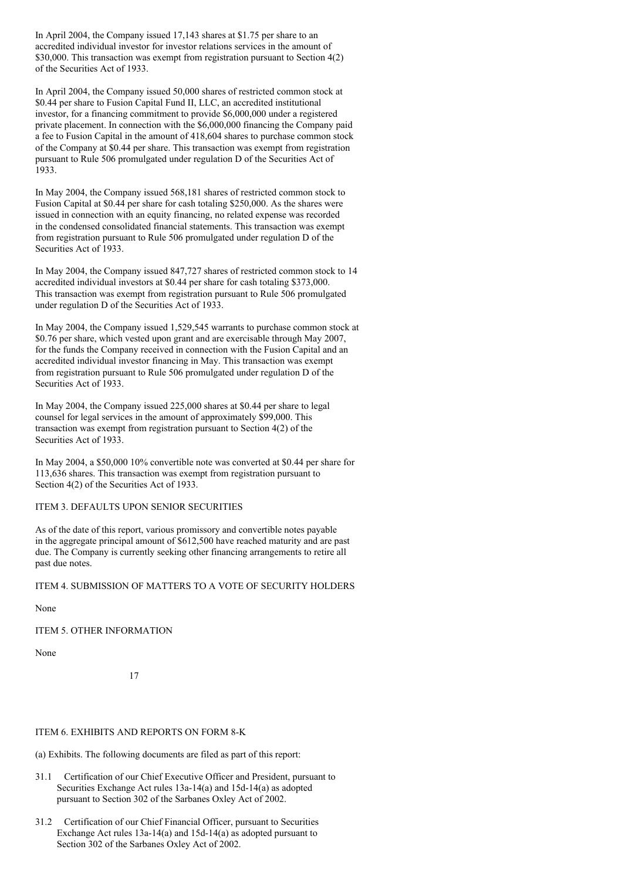In April 2004, the Company issued 17,143 shares at $1.75 per share to an accredited individual investor for investor relations services in the amount of $30,000. This transaction was exempt from registration pursuant to Section 4(2) of the Securities Act of 1933.

In April 2004, the Company issued 50,000 shares of restricted common stock at $0.44 per share to Fusion Capital Fund II, LLC, an accredited institutional investor, for a financing commitment to provide $6,000,000 under a registered private placement. In connection with the $6,000,000 financing the Company paid a fee to Fusion Capital in the amount of 418,604 shares to purchase common stock of the Company at $0.44 per share. This transaction was exempt from registration pursuant to Rule 506 promulgated under regulation D of the Securities Act of 1933.

In May 2004, the Company issued 568,181 shares of restricted common stock to Fusion Capital at $0.44 per share for cash totaling $250,000. As the shares were issued in connection with an equity financing, no related expense was recorded in the condensed consolidated financial statements. This transaction was exempt from registration pursuant to Rule 506 promulgated under regulation D of the Securities Act of 1933.

In May 2004, the Company issued 847,727 shares of restricted common stock to 14 accredited individual investors at $0.44 per share for cash totaling $373,000. This transaction was exempt from registration pursuant to Rule 506 promulgated under regulation D of the Securities Act of 1933.

In May 2004, the Company issued 1,529,545 warrants to purchase common stock at $0.76 per share, which vested upon grant and are exercisable through May 2007, for the funds the Company received in connection with the Fusion Capital and an accredited individual investor financing in May. This transaction was exempt from registration pursuant to Rule 506 promulgated under regulation D of the Securities Act of 1933.

In May 2004, the Company issued 225,000 shares at $0.44 per share to legal counsel for legal services in the amount of approximately $99,000. This transaction was exempt from registration pursuant to Section 4(2) of the Securities Act of 1933.

In May 2004, a $50,000 10% convertible note was converted at $0.44 per share for 113,636 shares. This transaction was exempt from registration pursuant to Section 4(2) of the Securities Act of 1933.

## ITEM 3. DEFAULTS UPON SENIOR SECURITIES

As of the date of this report, various promissory and convertible notes payable in the aggregate principal amount of $612,500 have reached maturity and are past due. The Company is currently seeking other financing arrangements to retire all past due notes.

## ITEM 4. SUBMISSION OF MATTERS TO A VOTE OF SECURITY HOLDERS

None

## ITEM 5. OTHER INFORMATION

None

## ITEM 6. EXHIBITS AND REPORTS ON FORM 8-K

(a) Exhibits. The following documents are filed as part of this report:

31.1 Certification of our Chief Executive Officer and President, pursuant to Securities Exchange Act rules 13a-14(a) and 15d-14(a) as adopted pursuant to Section 302 of the Sarbanes Oxley Act of 2002.

31.2 Certification of our Chief Financial Officer, pursuant to Securities Exchange Act rules 13a-14(a) and 15d-14(a) as adopted pursuant to Section 302 of the Sarbanes Oxley Act of 2002.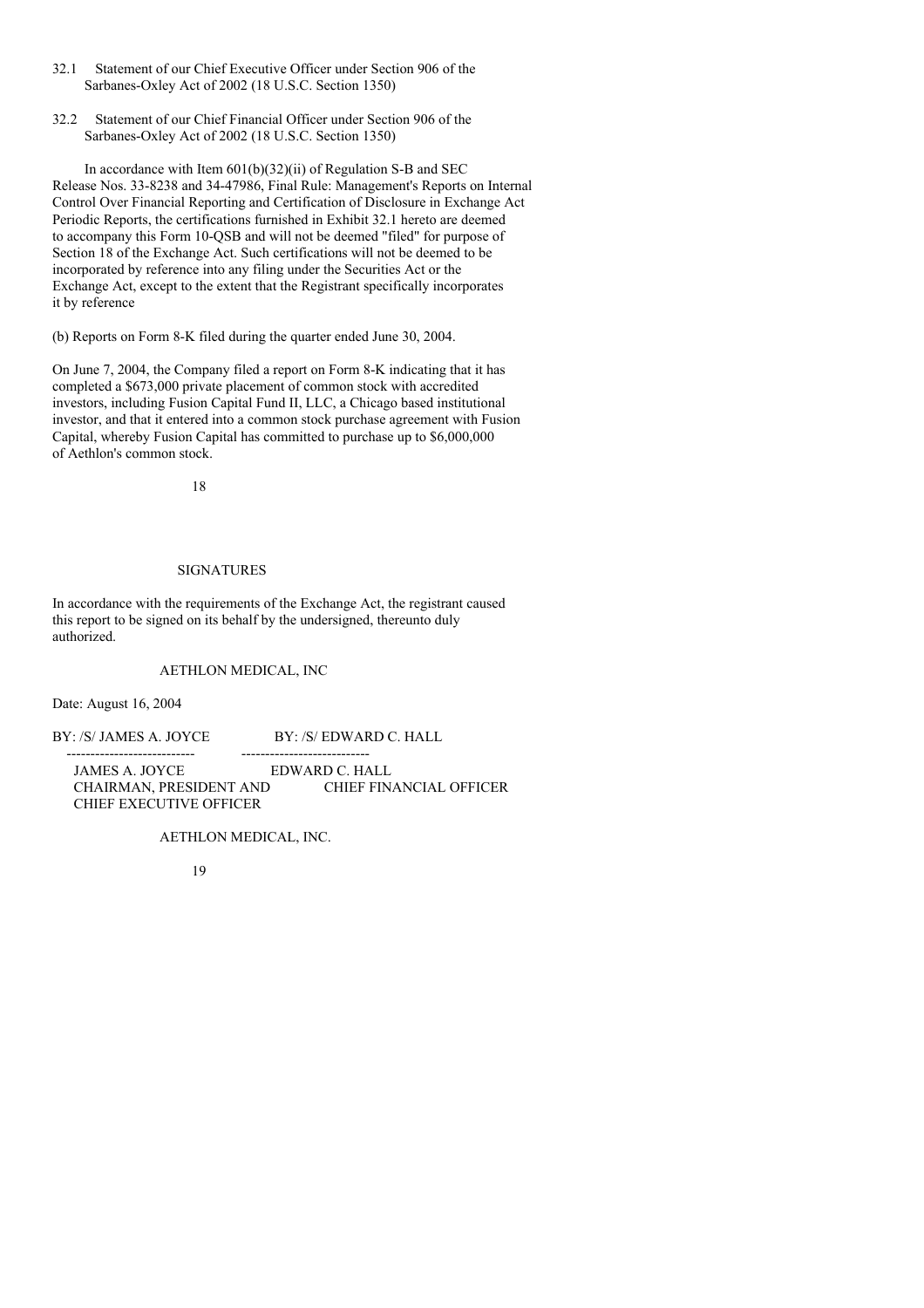32.1 Statement of our Chief Executive Officer under Section 906 of the Sarbanes-Oxley Act of 2002 (18 U.S.C. Section 1350)

32.2 Statement of our Chief Financial Officer under Section 906 of the Sarbanes-Oxley Act of 2002 (18 U.S.C. Section 1350)

In accordance with Item 601(b)(32)(ii) of Regulation S-B and SEC Release Nos. 33-8238 and 34-47986, Final Rule: Management's Reports on Internal Control Over Financial Reporting and Certification of Disclosure in Exchange Act Periodic Reports, the certifications furnished in Exhibit 32.1 hereto are deemed to accompany this Form 10-QSB and will not be deemed "filed" for purpose of Section 18 of the Exchange Act. Such certifications will not be deemed to be incorporated by reference into any filing under the Securities Act or the Exchange Act, except to the extent that the Registrant specifically incorporates it by reference

(b) Reports on Form 8-K filed during the quarter ended June 30, 2004.

On June 7, 2004, the Company filed a report on Form 8-K indicating that it has completed a $673,000 private placement of common stock with accredited investors, including Fusion Capital Fund II, LLC, a Chicago based institutional investor, and that it entered into a common stock purchase agreement with Fusion Capital, whereby Fusion Capital has committed to purchase up to $6,000,000 of Aethlon's common stock.

## SIGNATURES

In accordance with the requirements of the Exchange Act, the registrant caused this report to be signed on its behalf by the undersigned, thereunto duly authorized.

AETHLON MEDICAL, INC

Date: August 16, 2004

| | |
|---|---|
| BY: /S/ JAMES A. JOYCE | BY: /S/ EDWARD C. HALL |
| JAMES A. JOYCE<br>CHAIRMAN, PRESIDENT AND<br>CHIEF EXECUTIVE OFFICER | EDWARD C. HALL<br>CHIEF FINANCIAL OFFICER |

AETHLON MEDICAL, INC.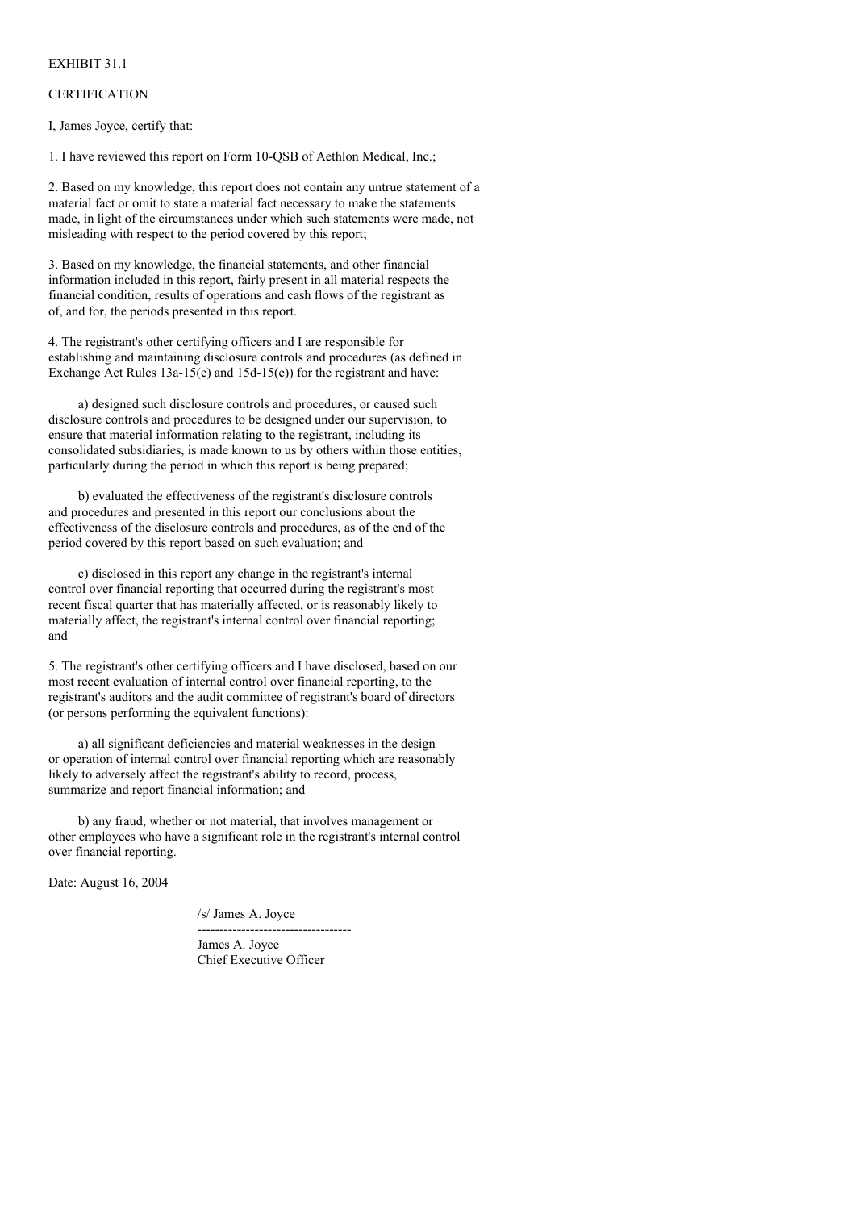EXHIBIT 31.1

CERTIFICATION

I, James Joyce, certify that:

1. I have reviewed this report on Form 10-QSB of Aethlon Medical, Inc.;

2. Based on my knowledge, this report does not contain any untrue statement of a material fact or omit to state a material fact necessary to make the statements made, in light of the circumstances under which such statements were made, not misleading with respect to the period covered by this report;

3. Based on my knowledge, the financial statements, and other financial information included in this report, fairly present in all material respects the financial condition, results of operations and cash flows of the registrant as of, and for, the periods presented in this report.

4. The registrant's other certifying officers and I are responsible for establishing and maintaining disclosure controls and procedures (as defined in Exchange Act Rules 13a-15(e) and 15d-15(e)) for the registrant and have:

a) designed such disclosure controls and procedures, or caused such disclosure controls and procedures to be designed under our supervision, to ensure that material information relating to the registrant, including its consolidated subsidiaries, is made known to us by others within those entities, particularly during the period in which this report is being prepared;

b) evaluated the effectiveness of the registrant's disclosure controls and procedures and presented in this report our conclusions about the effectiveness of the disclosure controls and procedures, as of the end of the period covered by this report based on such evaluation; and

c) disclosed in this report any change in the registrant's internal control over financial reporting that occurred during the registrant's most recent fiscal quarter that has materially affected, or is reasonably likely to materially affect, the registrant's internal control over financial reporting; and

5. The registrant's other certifying officers and I have disclosed, based on our most recent evaluation of internal control over financial reporting, to the registrant's auditors and the audit committee of registrant's board of directors (or persons performing the equivalent functions):

a) all significant deficiencies and material weaknesses in the design or operation of internal control over financial reporting which are reasonably likely to adversely affect the registrant's ability to record, process, summarize and report financial information; and

b) any fraud, whether or not material, that involves management or other employees who have a significant role in the registrant's internal control over financial reporting.

Date: August 16, 2004

/s/ James A. Joyce

James A. Joyce
Chief Executive Officer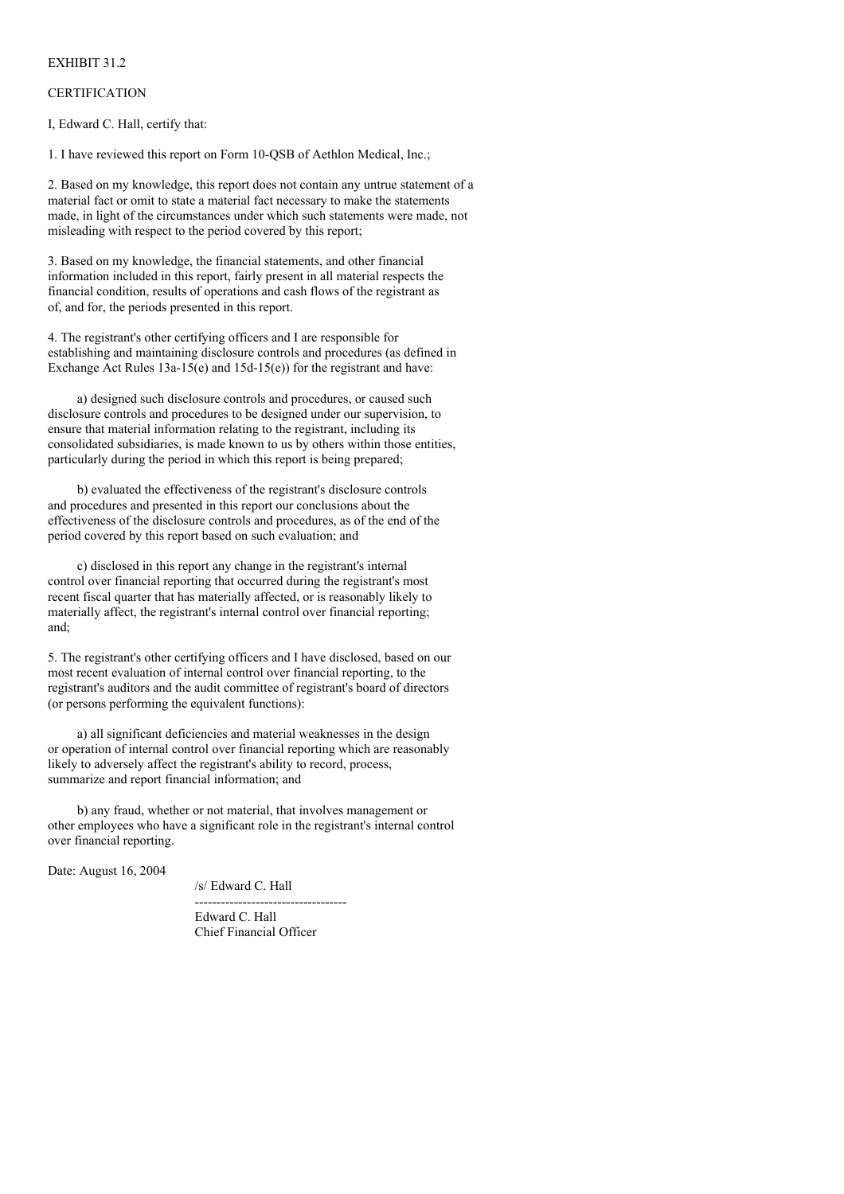EXHIBIT 31.2

CERTIFICATION

I, Edward C. Hall, certify that:

1. I have reviewed this report on Form 10-QSB of Aethlon Medical, Inc.;

2. Based on my knowledge, this report does not contain any untrue statement of a material fact or omit to state a material fact necessary to make the statements made, in light of the circumstances under which such statements were made, not misleading with respect to the period covered by this report;

3. Based on my knowledge, the financial statements, and other financial information included in this report, fairly present in all material respects the financial condition, results of operations and cash flows of the registrant as of, and for, the periods presented in this report.

4. The registrant's other certifying officers and I are responsible for establishing and maintaining disclosure controls and procedures (as defined in Exchange Act Rules 13a-15(e) and 15d-15(e)) for the registrant and have:

a) designed such disclosure controls and procedures, or caused such disclosure controls and procedures to be designed under our supervision, to ensure that material information relating to the registrant, including its consolidated subsidiaries, is made known to us by others within those entities, particularly during the period in which this report is being prepared;

b) evaluated the effectiveness of the registrant's disclosure controls and procedures and presented in this report our conclusions about the effectiveness of the disclosure controls and procedures, as of the end of the period covered by this report based on such evaluation; and

c) disclosed in this report any change in the registrant's internal control over financial reporting that occurred during the registrant's most recent fiscal quarter that has materially affected, or is reasonably likely to materially affect, the registrant's internal control over financial reporting; and;

5. The registrant's other certifying officers and I have disclosed, based on our most recent evaluation of internal control over financial reporting, to the registrant's auditors and the audit committee of registrant's board of directors (or persons performing the equivalent functions):

a) all significant deficiencies and material weaknesses in the design or operation of internal control over financial reporting which are reasonably likely to adversely affect the registrant's ability to record, process, summarize and report financial information; and

b) any fraud, whether or not material, that involves management or other employees who have a significant role in the registrant's internal control over financial reporting.

Date: August 16, 2004

/s/ Edward C. Hall

-----------------------------------

Edward C. Hall
Chief Financial Officer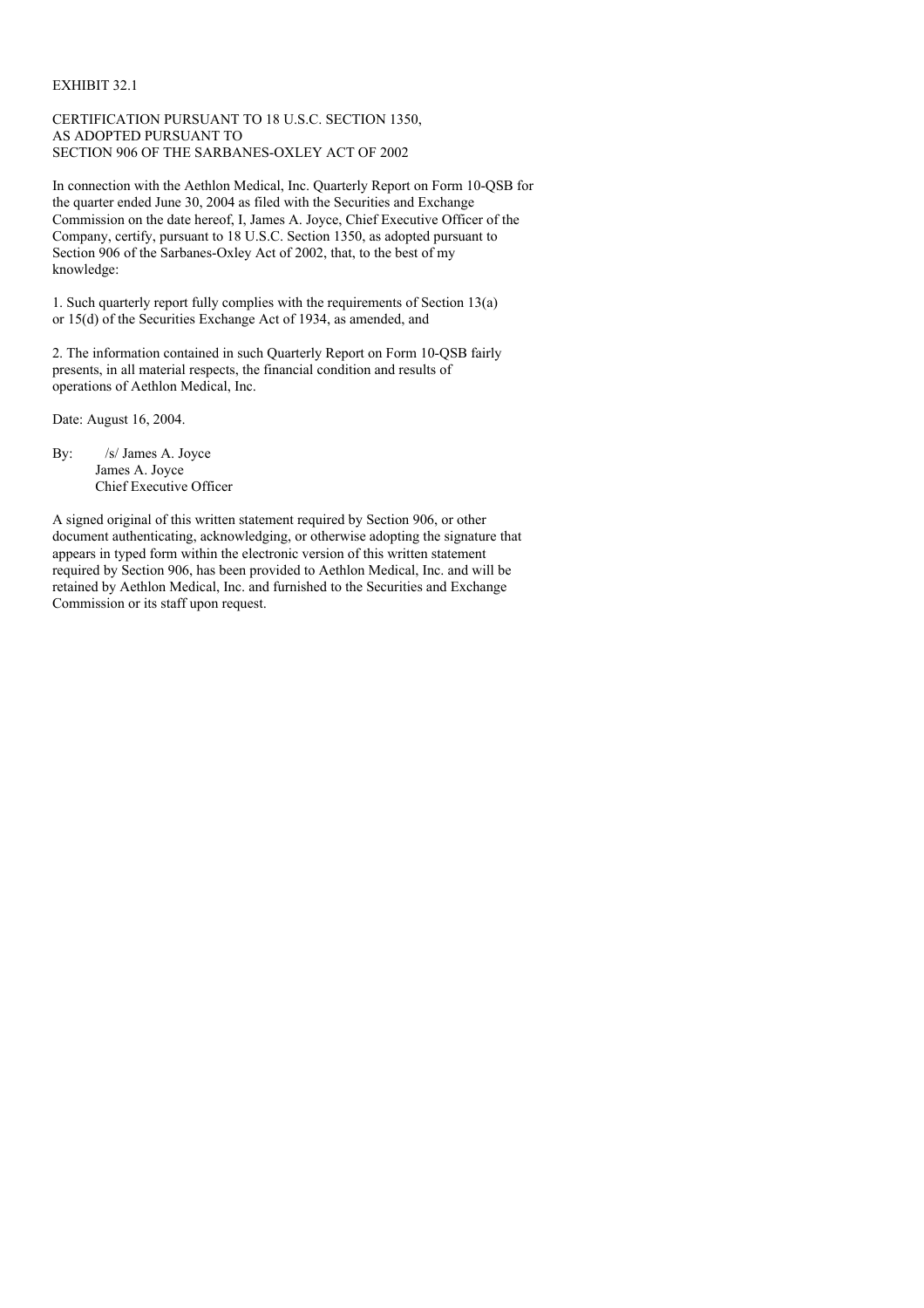EXHIBIT 32.1

CERTIFICATION PURSUANT TO 18 U.S.C. SECTION 1350,
AS ADOPTED PURSUANT TO
SECTION 906 OF THE SARBANES-OXLEY ACT OF 2002

In connection with the Aethlon Medical, Inc. Quarterly Report on Form 10-QSB for the quarter ended June 30, 2004 as filed with the Securities and Exchange Commission on the date hereof, I, James A. Joyce, Chief Executive Officer of the Company, certify, pursuant to 18 U.S.C. Section 1350, as adopted pursuant to Section 906 of the Sarbanes-Oxley Act of 2002, that, to the best of my knowledge:

1. Such quarterly report fully complies with the requirements of Section 13(a) or 15(d) of the Securities Exchange Act of 1934, as amended, and

2. The information contained in such Quarterly Report on Form 10-QSB fairly presents, in all material respects, the financial condition and results of operations of Aethlon Medical, Inc.

Date: August 16, 2004.

By: /s/ James A. Joyce
James A. Joyce
Chief Executive Officer

A signed original of this written statement required by Section 906, or other document authenticating, acknowledging, or otherwise adopting the signature that appears in typed form within the electronic version of this written statement required by Section 906, has been provided to Aethlon Medical, Inc. and will be retained by Aethlon Medical, Inc. and furnished to the Securities and Exchange Commission or its staff upon request.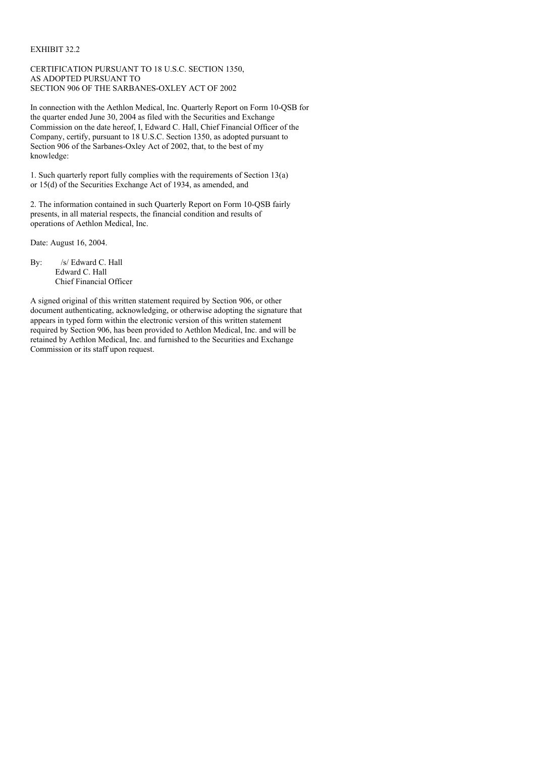EXHIBIT 32.2

CERTIFICATION PURSUANT TO 18 U.S.C. SECTION 1350,
AS ADOPTED PURSUANT TO
SECTION 906 OF THE SARBANES-OXLEY ACT OF 2002

In connection with the Aethlon Medical, Inc. Quarterly Report on Form 10-QSB for the quarter ended June 30, 2004 as filed with the Securities and Exchange Commission on the date hereof, I, Edward C. Hall, Chief Financial Officer of the Company, certify, pursuant to 18 U.S.C. Section 1350, as adopted pursuant to Section 906 of the Sarbanes-Oxley Act of 2002, that, to the best of my knowledge:

1. Such quarterly report fully complies with the requirements of Section 13(a) or 15(d) of the Securities Exchange Act of 1934, as amended, and

2. The information contained in such Quarterly Report on Form 10-QSB fairly presents, in all material respects, the financial condition and results of operations of Aethlon Medical, Inc.

Date: August 16, 2004.

By: /s/ Edward C. Hall
Edward C. Hall
Chief Financial Officer

A signed original of this written statement required by Section 906, or other document authenticating, acknowledging, or otherwise adopting the signature that appears in typed form within the electronic version of this written statement required by Section 906, has been provided to Aethlon Medical, Inc. and will be retained by Aethlon Medical, Inc. and furnished to the Securities and Exchange Commission or its staff upon request.